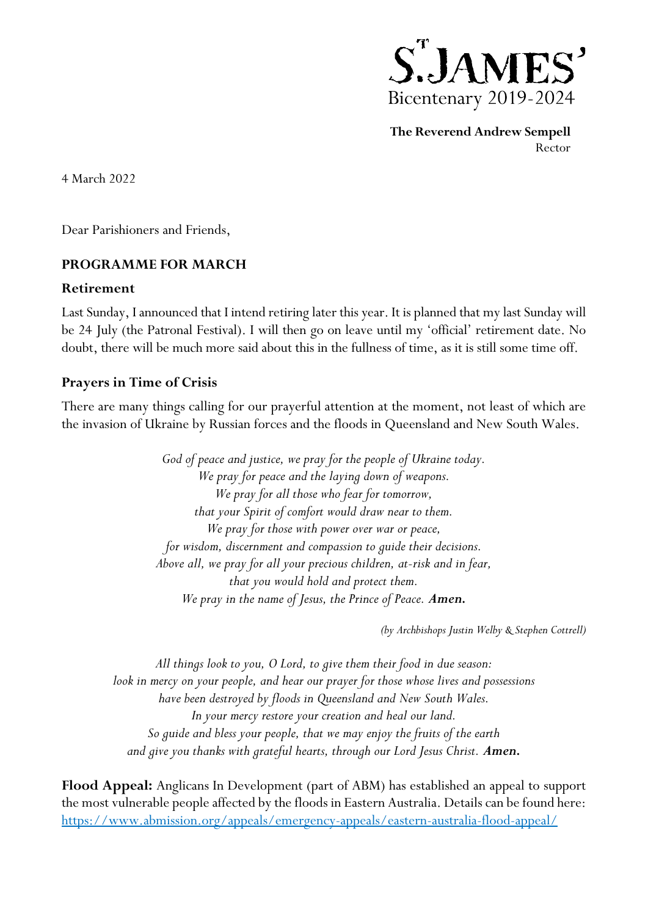ST. JAMES'
Bicentenary 2019-2024

**The Reverend Andrew Sempell**
Rector

4 March 2022

Dear Parishioners and Friends,

## PROGRAMME FOR MARCH

### Retirement

Last Sunday, I announced that I intend retiring later this year. It is planned that my last Sunday will be 24 July (the Patronal Festival). I will then go on leave until my 'official' retirement date. No doubt, there will be much more said about this in the fullness of time, as it is still some time off.

### Prayers in Time of Crisis

There are many things calling for our prayerful attention at the moment, not least of which are the invasion of Ukraine by Russian forces and the floods in Queensland and New South Wales.

*God of peace and justice, we pray for the people of Ukraine today.*
*We pray for peace and the laying down of weapons.*
*We pray for all those who fear for tomorrow,*
*that your Spirit of comfort would draw near to them.*
*We pray for those with power over war or peace,*
*for wisdom, discernment and compassion to guide their decisions.*
*Above all, we pray for all your precious children, at-risk and in fear,*
*that you would hold and protect them.*
*We pray in the name of Jesus, the Prince of Peace.* ***Amen.***

*(by Archbishops Justin Welby & Stephen Cottrell)*

*All things look to you, O Lord, to give them their food in due season:*
*look in mercy on your people, and hear our prayer for those whose lives and possessions*
*have been destroyed by floods in Queensland and New South Wales.*
*In your mercy restore your creation and heal our land.*
*So guide and bless your people, that we may enjoy the fruits of the earth*
*and give you thanks with grateful hearts, through our Lord Jesus Christ.* ***Amen.***

**Flood Appeal:** Anglicans In Development (part of ABM) has established an appeal to support the most vulnerable people affected by the floods in Eastern Australia. Details can be found here: https://www.abmission.org/appeals/emergency-appeals/eastern-australia-flood-appeal/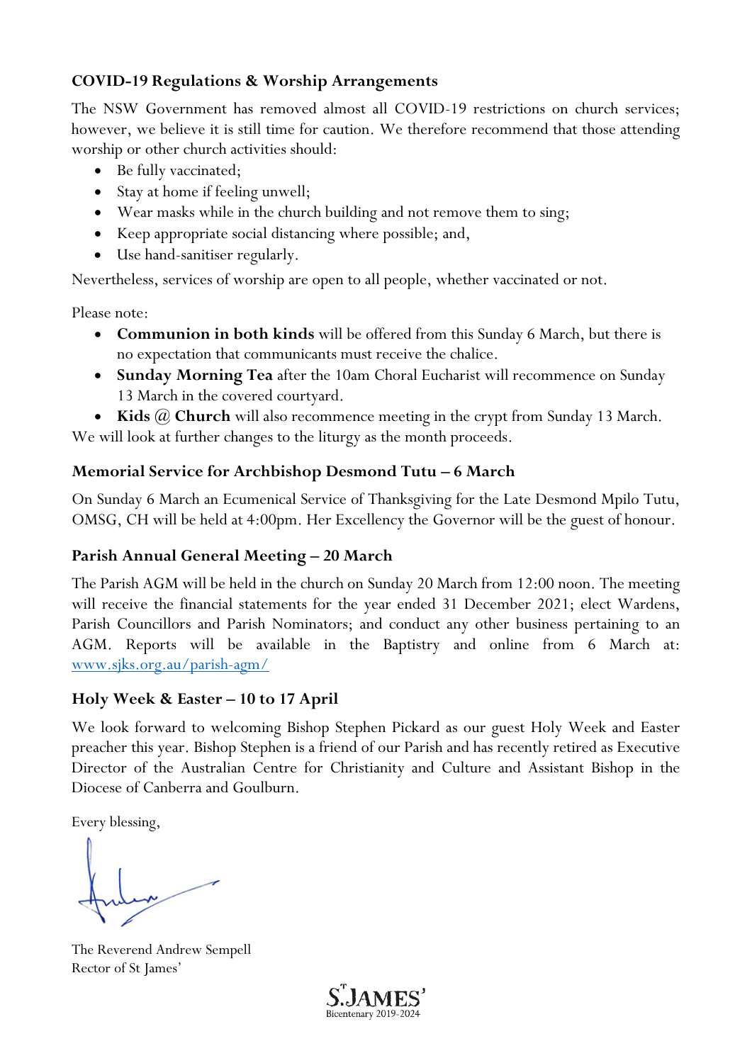## COVID-19 Regulations & Worship Arrangements

The NSW Government has removed almost all COVID-19 restrictions on church services; however, we believe it is still time for caution. We therefore recommend that those attending worship or other church activities should:

- Be fully vaccinated;
- Stay at home if feeling unwell;
- Wear masks while in the church building and not remove them to sing;
- Keep appropriate social distancing where possible; and,
- Use hand-sanitiser regularly.

Nevertheless, services of worship are open to all people, whether vaccinated or not.

Please note:

- **Communion in both kinds** will be offered from this Sunday 6 March, but there is no expectation that communicants must receive the chalice.
- **Sunday Morning Tea** after the 10am Choral Eucharist will recommence on Sunday 13 March in the covered courtyard.
- **Kids @ Church** will also recommence meeting in the crypt from Sunday 13 March.

We will look at further changes to the liturgy as the month proceeds.

## Memorial Service for Archbishop Desmond Tutu – 6 March

On Sunday 6 March an Ecumenical Service of Thanksgiving for the Late Desmond Mpilo Tutu, OMSG, CH will be held at 4:00pm. Her Excellency the Governor will be the guest of honour.

## Parish Annual General Meeting – 20 March

The Parish AGM will be held in the church on Sunday 20 March from 12:00 noon. The meeting will receive the financial statements for the year ended 31 December 2021; elect Wardens, Parish Councillors and Parish Nominators; and conduct any other business pertaining to an AGM. Reports will be available in the Baptistry and online from 6 March at: www.sjks.org.au/parish-agm/

## Holy Week & Easter – 10 to 17 April

We look forward to welcoming Bishop Stephen Pickard as our guest Holy Week and Easter preacher this year. Bishop Stephen is a friend of our Parish and has recently retired as Executive Director of the Australian Centre for Christianity and Culture and Assistant Bishop in the Diocese of Canberra and Goulburn.

Every blessing,

The Reverend Andrew Sempell
Rector of St James'

St James' Bicentenary 2019-2024